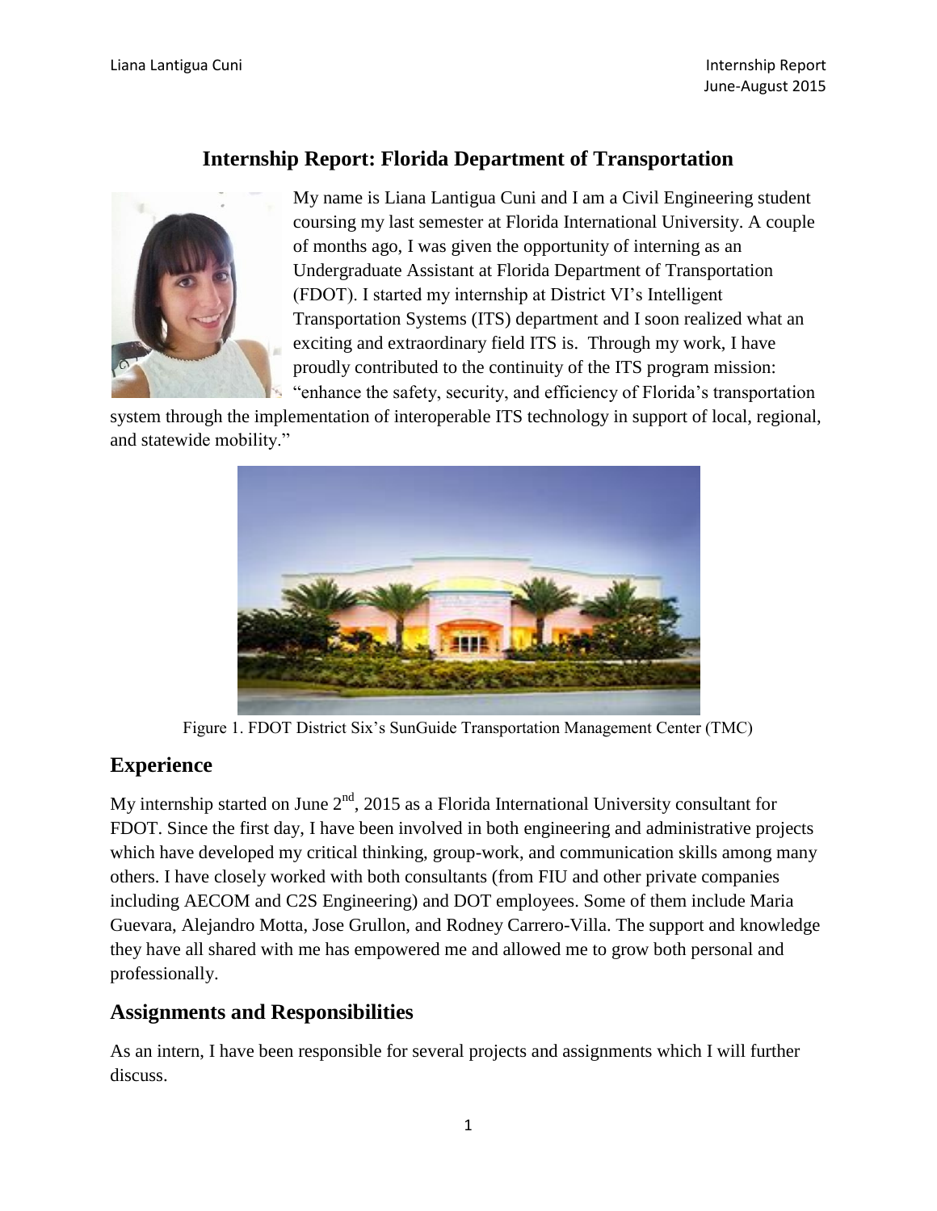# Internship Report: Florida Department of Transportation

My name is Liana Lantigua Cuni and I am a Civil Engineering student coursing my last semester at Florida International University. A couple of months ago, I was given the opportunity of interning as an Undergraduate Assistant at Florida Department of Transportation (FDOT). I started my internship at District VI's Intelligent Transportation Systems (ITS) department and I soon realized what an exciting and extraordinary field ITS is. Through my work, I have proudly contributed to the continuity of the ITS program mission: "enhance the safety, security, and efficiency of Florida's transportation system through the implementation of interoperable ITS technology in support of local, regional, and statewide mobility."

Figure 1. FDOT District Six's SunGuide Transportation Management Center (TMC)

## Experience

My internship started on June 2nd, 2015 as a Florida International University consultant for FDOT. Since the first day, I have been involved in both engineering and administrative projects which have developed my critical thinking, group-work, and communication skills among many others. I have closely worked with both consultants (from FIU and other private companies including AECOM and C2S Engineering) and DOT employees. Some of them include Maria Guevara, Alejandro Motta, Jose Grullon, and Rodney Carrero-Villa. The support and knowledge they have all shared with me has empowered me and allowed me to grow both personal and professionally.

## Assignments and Responsibilities

As an intern, I have been responsible for several projects and assignments which I will further discuss.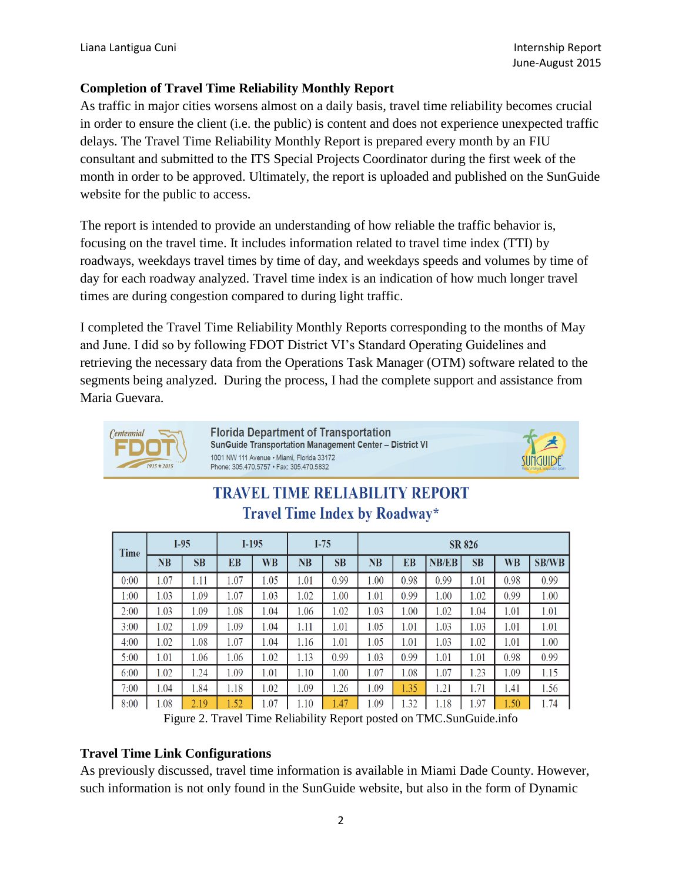### Completion of Travel Time Reliability Monthly Report

As traffic in major cities worsens almost on a daily basis, travel time reliability becomes crucial in order to ensure the client (i.e. the public) is content and does not experience unexpected traffic delays. The Travel Time Reliability Monthly Report is prepared every month by an FIU consultant and submitted to the ITS Special Projects Coordinator during the first week of the month in order to be approved. Ultimately, the report is uploaded and published on the SunGuide website for the public to access.

The report is intended to provide an understanding of how reliable the traffic behavior is, focusing on the travel time. It includes information related to travel time index (TTI) by roadways, weekdays travel times by time of day, and weekdays speeds and volumes by time of day for each roadway analyzed. Travel time index is an indication of how much longer travel times are during congestion compared to during light traffic.

I completed the Travel Time Reliability Monthly Reports corresponding to the months of May and June. I did so by following FDOT District VI's Standard Operating Guidelines and retrieving the necessary data from the Operations Task Manager (OTM) software related to the segments being analyzed. During the process, I had the complete support and assistance from Maria Guevara.

Centennial FDOT 1915 ★ 2015

Florida Department of Transportation
SunGuide Transportation Management Center – District VI
1001 NW 111 Avenue • Miami, Florida 33172
Phone: 305.470.5757 • Fax: 305.470.5832

SUNGUIDE

**TRAVEL TIME RELIABILITY REPORT**
**Travel Time Index by Roadway***

| Time | I-95 | | I-195 | | I-75 | | SR 826 | | | | | |
|---|---|---|---|---|---|---|---|---|---|---|---|---|
| | NB | SB | EB | WB | NB | SB | NB | EB | NB/EB | SB | WB | SB/WB |
| 0:00 | 1.07 | 1.11 | 1.07 | 1.05 | 1.01 | 0.99 | 1.00 | 0.98 | 0.99 | 1.01 | 0.98 | 0.99 |
| 1:00 | 1.03 | 1.09 | 1.07 | 1.03 | 1.02 | 1.00 | 1.01 | 0.99 | 1.00 | 1.02 | 0.99 | 1.00 |
| 2:00 | 1.03 | 1.09 | 1.08 | 1.04 | 1.06 | 1.02 | 1.03 | 1.00 | 1.02 | 1.04 | 1.01 | 1.01 |
| 3:00 | 1.02 | 1.09 | 1.09 | 1.04 | 1.11 | 1.01 | 1.05 | 1.01 | 1.03 | 1.03 | 1.01 | 1.01 |
| 4:00 | 1.02 | 1.08 | 1.07 | 1.04 | 1.16 | 1.01 | 1.05 | 1.01 | 1.03 | 1.02 | 1.01 | 1.00 |
| 5:00 | 1.01 | 1.06 | 1.06 | 1.02 | 1.13 | 0.99 | 1.03 | 0.99 | 1.01 | 1.01 | 0.98 | 0.99 |
| 6:00 | 1.02 | 1.24 | 1.09 | 1.01 | 1.10 | 1.00 | 1.07 | 1.08 | 1.07 | 1.23 | 1.09 | 1.15 |
| 7:00 | 1.04 | 1.84 | 1.18 | 1.02 | 1.09 | 1.26 | 1.09 | 1.35 | 1.21 | 1.71 | 1.41 | 1.56 |
| 8:00 | 1.08 | 2.19 | 1.52 | 1.07 | 1.10 | 1.47 | 1.09 | 1.32 | 1.18 | 1.97 | 1.50 | 1.74 |

Figure 2. Travel Time Reliability Report posted on TMC.SunGuide.info

### Travel Time Link Configurations

As previously discussed, travel time information is available in Miami Dade County. However, such information is not only found in the SunGuide website, but also in the form of Dynamic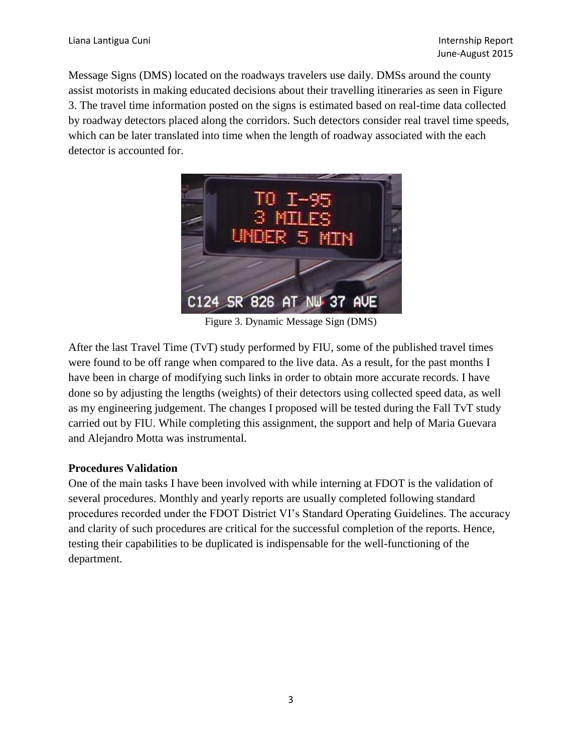Message Signs (DMS) located on the roadways travelers use daily. DMSs around the county assist motorists in making educated decisions about their travelling itineraries as seen in Figure 3. The travel time information posted on the signs is estimated based on real-time data collected by roadway detectors placed along the corridors. Such detectors consider real travel time speeds, which can be later translated into time when the length of roadway associated with the each detector is accounted for.

Figure 3. Dynamic Message Sign (DMS)

After the last Travel Time (TvT) study performed by FIU, some of the published travel times were found to be off range when compared to the live data. As a result, for the past months I have been in charge of modifying such links in order to obtain more accurate records. I have done so by adjusting the lengths (weights) of their detectors using collected speed data, as well as my engineering judgement. The changes I proposed will be tested during the Fall TvT study carried out by FIU. While completing this assignment, the support and help of Maria Guevara and Alejandro Motta was instrumental.

**Procedures Validation**

One of the main tasks I have been involved with while interning at FDOT is the validation of several procedures. Monthly and yearly reports are usually completed following standard procedures recorded under the FDOT District VI's Standard Operating Guidelines. The accuracy and clarity of such procedures are critical for the successful completion of the reports. Hence, testing their capabilities to be duplicated is indispensable for the well-functioning of the department.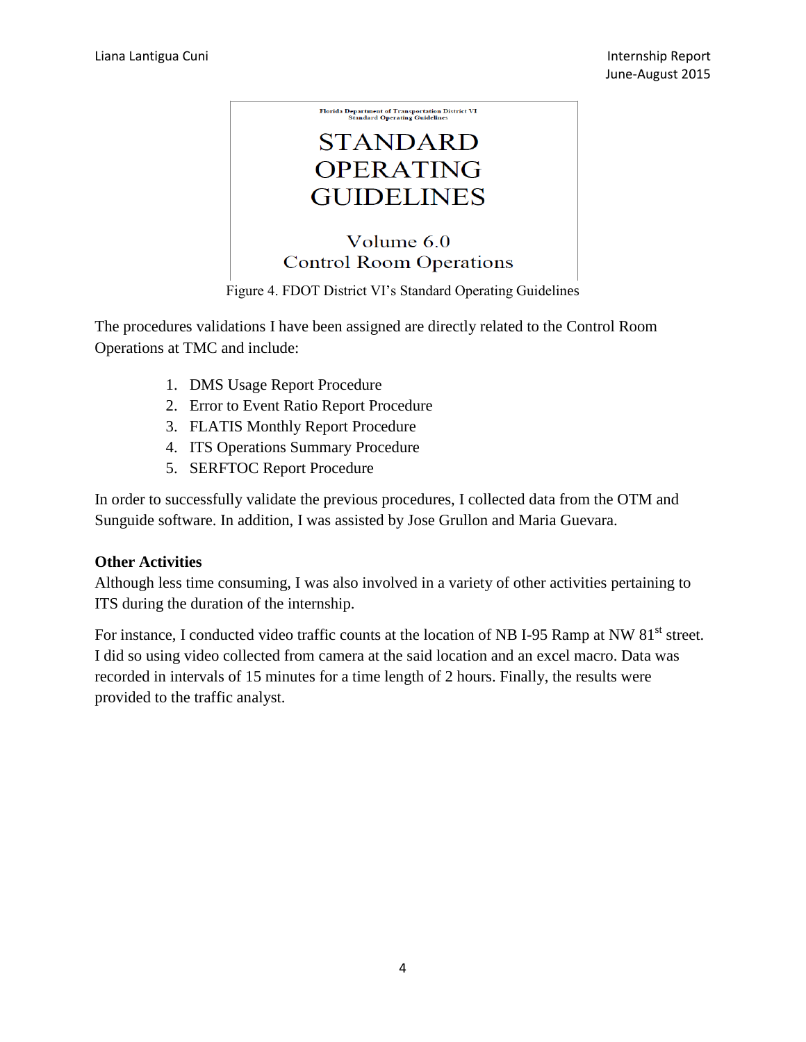Florida Department of Transportation District VI
Standard Operating Guidelines

STANDARD OPERATING GUIDELINES

Volume 6.0
Control Room Operations

Figure 4. FDOT District VI's Standard Operating Guidelines

The procedures validations I have been assigned are directly related to the Control Room Operations at TMC and include:

1. DMS Usage Report Procedure
2. Error to Event Ratio Report Procedure
3. FLATIS Monthly Report Procedure
4. ITS Operations Summary Procedure
5. SERFTOC Report Procedure

In order to successfully validate the previous procedures, I collected data from the OTM and Sunguide software. In addition, I was assisted by Jose Grullon and Maria Guevara.

**Other Activities**

Although less time consuming, I was also involved in a variety of other activities pertaining to ITS during the duration of the internship.

For instance, I conducted video traffic counts at the location of NB I-95 Ramp at NW 81st street. I did so using video collected from camera at the said location and an excel macro. Data was recorded in intervals of 15 minutes for a time length of 2 hours. Finally, the results were provided to the traffic analyst.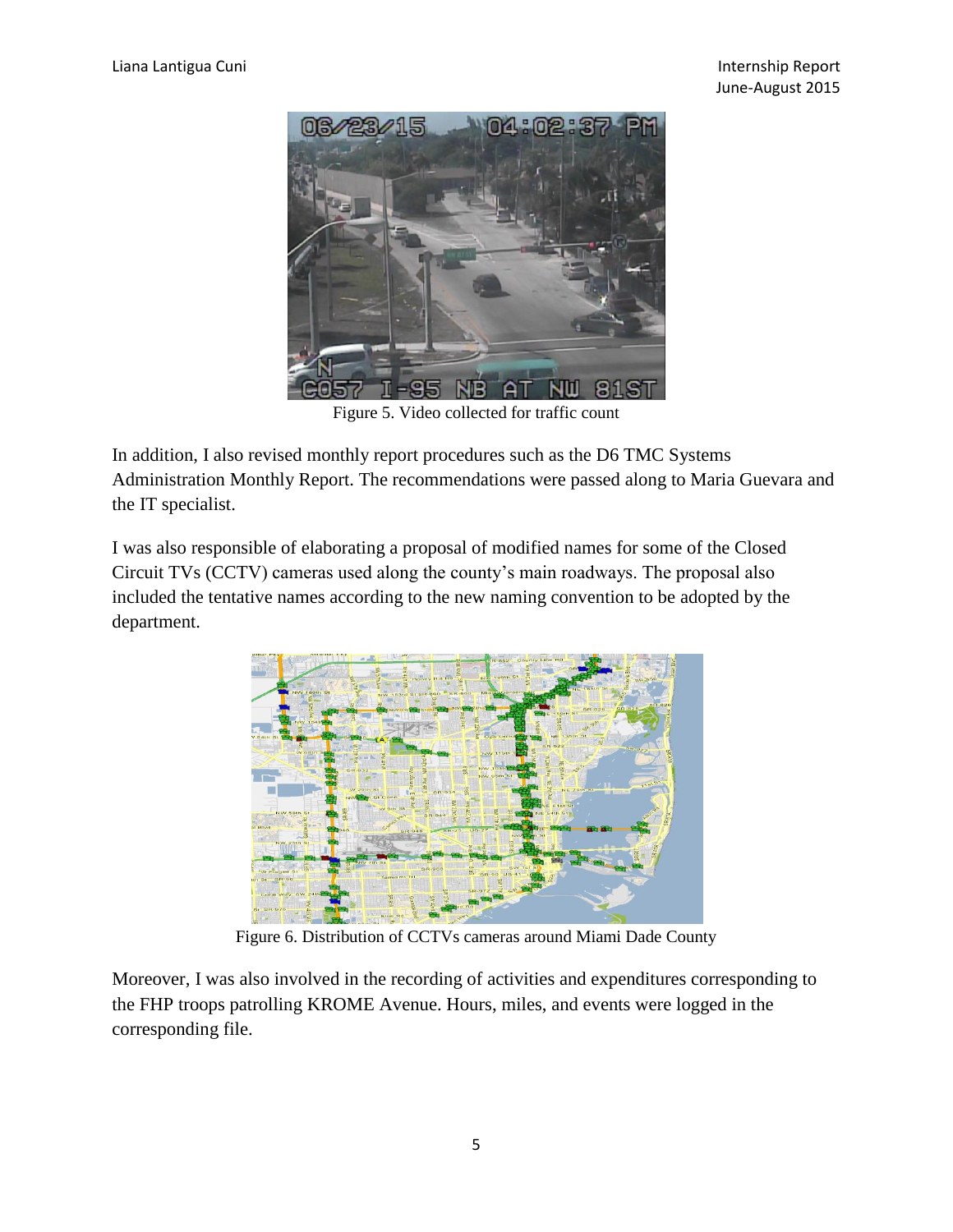Figure 5. Video collected for traffic count

In addition, I also revised monthly report procedures such as the D6 TMC Systems Administration Monthly Report. The recommendations were passed along to Maria Guevara and the IT specialist.

I was also responsible of elaborating a proposal of modified names for some of the Closed Circuit TVs (CCTV) cameras used along the county's main roadways. The proposal also included the tentative names according to the new naming convention to be adopted by the department.

Figure 6. Distribution of CCTVs cameras around Miami Dade County

Moreover, I was also involved in the recording of activities and expenditures corresponding to the FHP troops patrolling KROME Avenue. Hours, miles, and events were logged in the corresponding file.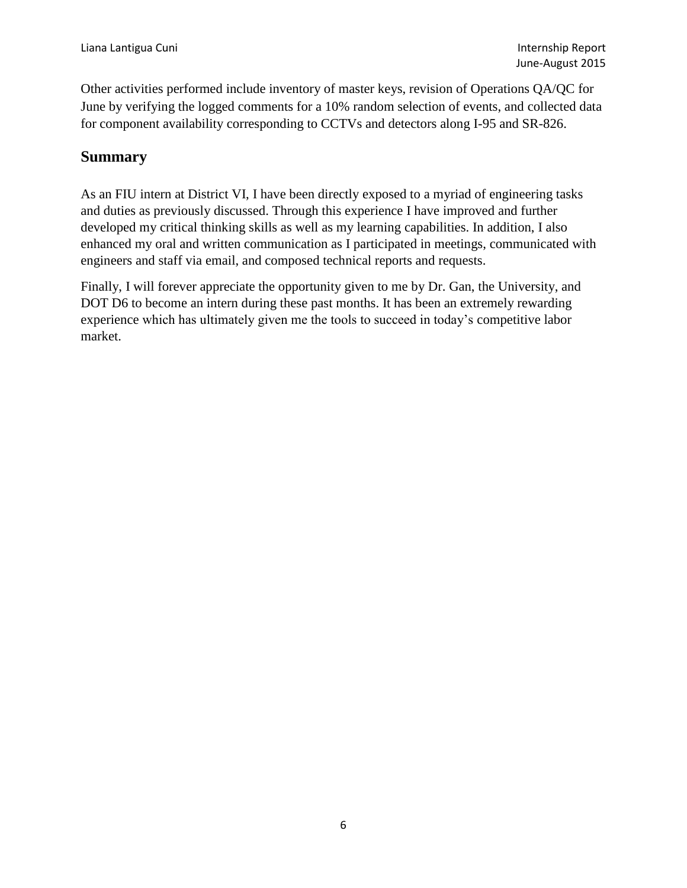Other activities performed include inventory of master keys, revision of Operations QA/QC for June by verifying the logged comments for a 10% random selection of events, and collected data for component availability corresponding to CCTVs and detectors along I-95 and SR-826.

## Summary

As an FIU intern at District VI, I have been directly exposed to a myriad of engineering tasks and duties as previously discussed. Through this experience I have improved and further developed my critical thinking skills as well as my learning capabilities. In addition, I also enhanced my oral and written communication as I participated in meetings, communicated with engineers and staff via email, and composed technical reports and requests.

Finally, I will forever appreciate the opportunity given to me by Dr. Gan, the University, and DOT D6 to become an intern during these past months. It has been an extremely rewarding experience which has ultimately given me the tools to succeed in today's competitive labor market.